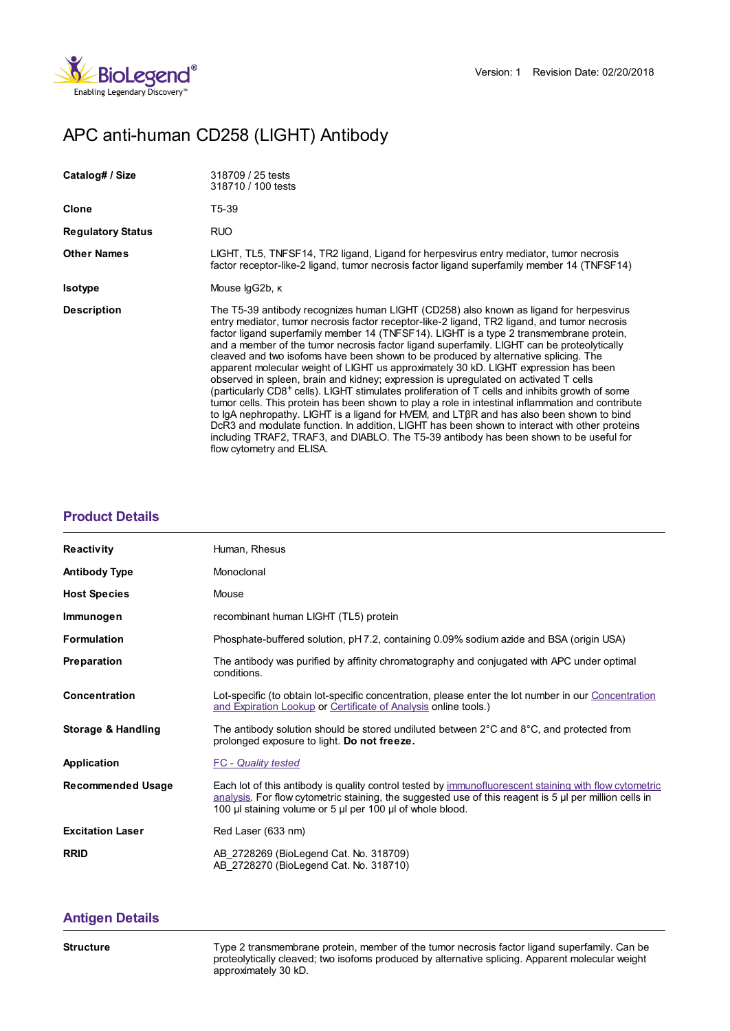Version: 1 Revision Date: 02/20/2018

# APC anti-human CD258 (LIGHT) Antibody

| | |
|---|---|
| **Catalog# / Size** | 318709 / 25 tests<br>318710 / 100 tests |
| **Clone** | T5-39 |
| **Regulatory Status** | RUO |
| **Other Names** | LIGHT, TL5, TNFSF14, TR2 ligand, Ligand for herpesvirus entry mediator, tumor necrosis factor receptor-like-2 ligand, tumor necrosis factor ligand superfamily member 14 (TNFSF14) |
| **Isotype** | Mouse IgG2b, κ |
| **Description** | The T5-39 antibody recognizes human LIGHT (CD258) also known as ligand for herpesvirus entry mediator, tumor necrosis factor receptor-like-2 ligand, TR2 ligand, and tumor necrosis factor ligand superfamily member 14 (TNFSF14). LIGHT is a type 2 transmembrane protein, and a member of the tumor necrosis factor ligand superfamily. LIGHT can be proteolytically cleaved and two isofoms have been shown to be produced by alternative splicing. The apparent molecular weight of LIGHT us approximately 30 kD. LIGHT expression has been observed in spleen, brain and kidney; expression is upregulated on activated T cells (particularly $CD8^+$ cells). LIGHT stimulates proliferation of T cells and inhibits growth of some tumor cells. This protein has been shown to play a role in intestinal inflammation and contribute to IgA nephropathy. LIGHT is a ligand for HVEM, and LTβR and has also been shown to bind DcR3 and modulate function. In addition, LIGHT has been shown to interact with other proteins including TRAF2, TRAF3, and DIABLO. The T5-39 antibody has been shown to be useful for flow cytometry and ELISA. |

## Product Details

| | |
|---|---|
| **Reactivity** | Human, Rhesus |
| **Antibody Type** | Monoclonal |
| **Host Species** | Mouse |
| **Immunogen** | recombinant human LIGHT (TL5) protein |
| **Formulation** | Phosphate-buffered solution, pH 7.2, containing 0.09% sodium azide and BSA (origin USA) |
| **Preparation** | The antibody was purified by affinity chromatography and conjugated with APC under optimal conditions. |
| **Concentration** | Lot-specific (to obtain lot-specific concentration, please enter the lot number in our Concentration and Expiration Lookup or Certificate of Analysis online tools.) |
| **Storage & Handling** | The antibody solution should be stored undiluted between 2°C and 8°C, and protected from prolonged exposure to light. **Do not freeze.** |
| **Application** | *FC - Quality tested* |
| **Recommended Usage** | Each lot of this antibody is quality control tested by immunofluorescent staining with flow cytometric analysis. For flow cytometric staining, the suggested use of this reagent is 5 µl per million cells in 100 µl staining volume or 5 µl per 100 µl of whole blood. |
| **Excitation Laser** | Red Laser (633 nm) |
| **RRID** | AB_2728269 (BioLegend Cat. No. 318709)<br>AB_2728270 (BioLegend Cat. No. 318710) |

## Antigen Details

| | |
|---|---|
| **Structure** | Type 2 transmembrane protein, member of the tumor necrosis factor ligand superfamily. Can be proteolytically cleaved; two isofoms produced by alternative splicing. Apparent molecular weight approximately 30 kD. |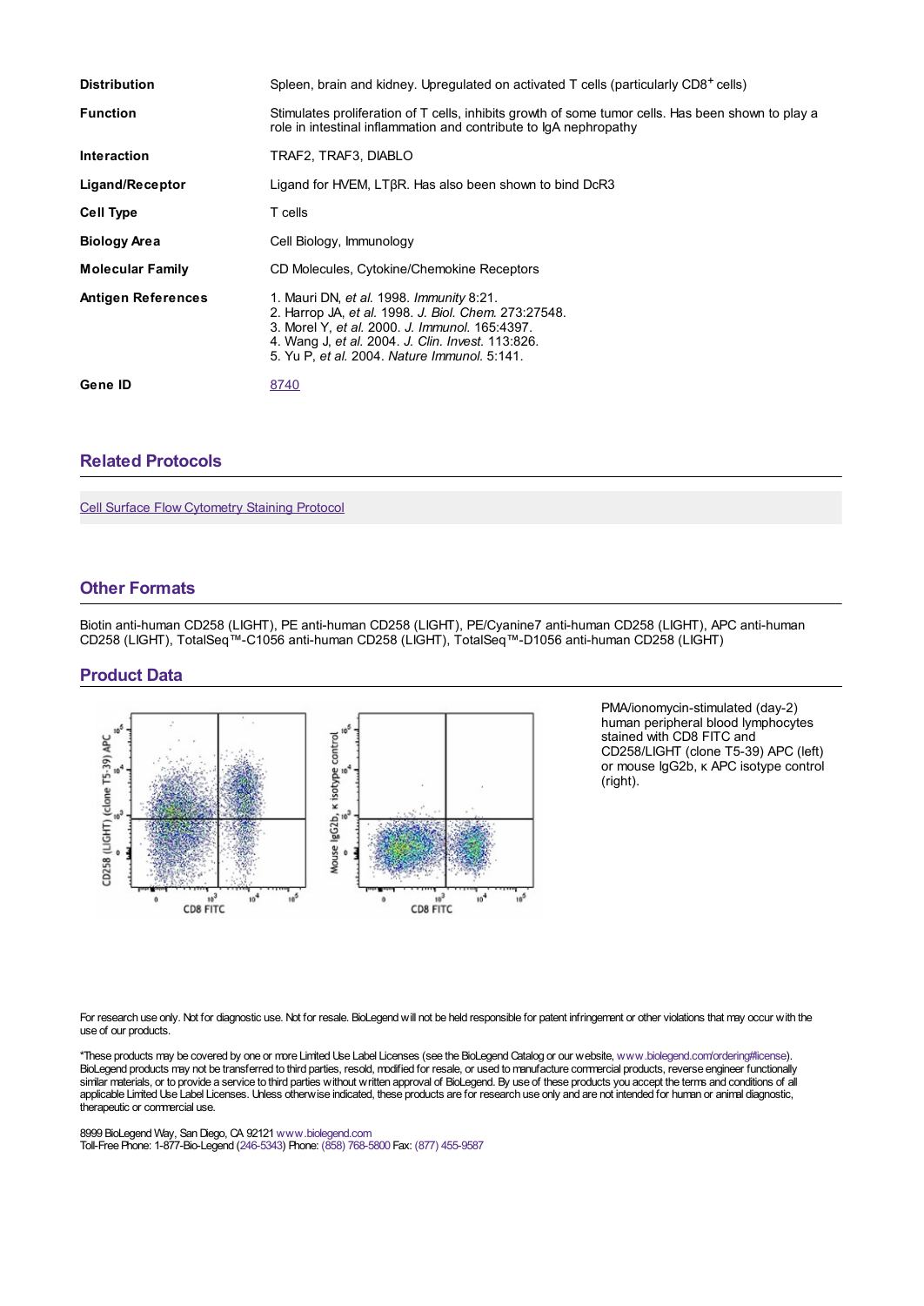| | |
|---|---|
| **Distribution** | Spleen, brain and kidney. Upregulated on activated T cells (particularly CD8$^+$ cells) |
| **Function** | Stimulates proliferation of T cells, inhibits growth of some tumor cells. Has been shown to play a role in intestinal inflammation and contribute to IgA nephropathy |
| **Interaction** | TRAF2, TRAF3, DIABLO |
| **Ligand/Receptor** | Ligand for HVEM, LTβR. Has also been shown to bind DcR3 |
| **Cell Type** | T cells |
| **Biology Area** | Cell Biology, Immunology |
| **Molecular Family** | CD Molecules, Cytokine/Chemokine Receptors |
| **Antigen References** | 1. Mauri DN, *et al.* 1998. *Immunity* 8:21.<br>2. Harrop JA, *et al.* 1998. *J. Biol. Chem.* 273:27548.<br>3. Morel Y, *et al.* 2000. *J. Immunol.* 165:4397.<br>4. Wang J, *et al.* 2004. *J. Clin. Invest.* 113:826.<br>5. Yu P, *et al.* 2004. *Nature Immunol.* 5:141. |
| **Gene ID** | 8740 |

## Related Protocols

Cell Surface Flow Cytometry Staining Protocol

## Other Formats

Biotin anti-human CD258 (LIGHT), PE anti-human CD258 (LIGHT), PE/Cyanine7 anti-human CD258 (LIGHT), APC anti-human CD258 (LIGHT), TotalSeq™-C1056 anti-human CD258 (LIGHT), TotalSeq™-D1056 anti-human CD258 (LIGHT)

## Product Data

CD258 (LIGHT) (clone T5-39) APC

CD8 FITC

Mouse IgG2b, κ isotype control

CD8 FITC

PMA/ionomycin-stimulated (day-2) human peripheral blood lymphocytes stained with CD8 FITC and CD258/LIGHT (clone T5-39) APC (left) or mouse IgG2b, κ APC isotype control (right).

For research use only. Not for diagnostic use. Not for resale. BioLegend will not be held responsible for patent infringement or other violations that may occur with the use of our products.

*These products may be covered by one or more Limited Use Label Licenses (see the BioLegend Catalog or our website, www.biolegend.com/ordering#license). BioLegend products may not be transferred to third parties, resold, modified for resale, or used to manufacture commercial products, reverse engineer functionally similar materials, or to provide a service to third parties without written approval of BioLegend. By use of these products you accept the terms and conditions of all applicable Limited Use Label Licenses. Unless otherwise indicated, these products are for research use only and are not intended for human or animal diagnostic, therapeutic or commercial use.

8999 BioLegend Way, San Diego, CA 92121 www.biolegend.com
Toll-Free Phone: 1-877-Bio-Legend (246-5343) Phone: (858) 768-5800 Fax: (877) 455-9587